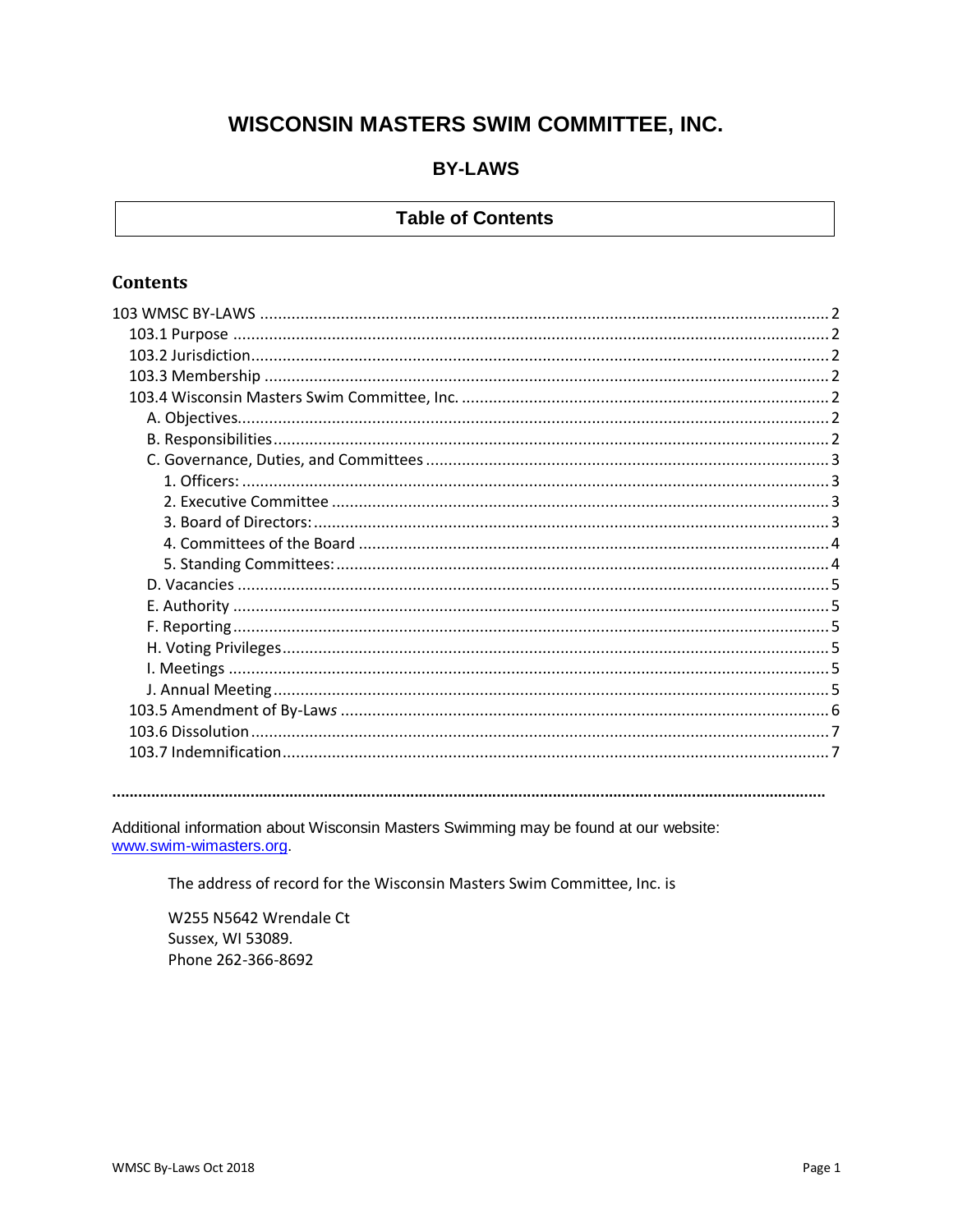# WISCONSIN MASTERS SWIM COMMITTEE, INC.

## BY-LAWS

### Table of Contents

## Contents

- 103 WMSC BY-LAWS ..... 2
  - 103.1 Purpose ..... 2
  - 103.2 Jurisdiction ..... 2
  - 103.3 Membership ..... 2
  - 103.4 Wisconsin Masters Swim Committee, Inc. ..... 2
    - A. Objectives ..... 2
    - B. Responsibilities ..... 2
    - C. Governance, Duties, and Committees ..... 3
      - 1. Officers: ..... 3
      - 2. Executive Committee ..... 3
      - 3. Board of Directors: ..... 3
      - 4. Committees of the Board ..... 4
      - 5. Standing Committees: ..... 4
    - D. Vacancies ..... 5
    - E. Authority ..... 5
    - F. Reporting ..... 5
    - H. Voting Privileges ..... 5
    - I. Meetings ..... 5
    - J. Annual Meeting ..... 5
  - 103.5 Amendment of By-Laws ..... 6
  - 103.6 Dissolution ..... 7
  - 103.7 Indemnification ..... 7

---

Additional information about Wisconsin Masters Swimming may be found at our website: www.swim-wimasters.org.

The address of record for the Wisconsin Masters Swim Committee, Inc. is

W255 N5642 Wrendale Ct
Sussex, WI 53089.
Phone 262-366-8692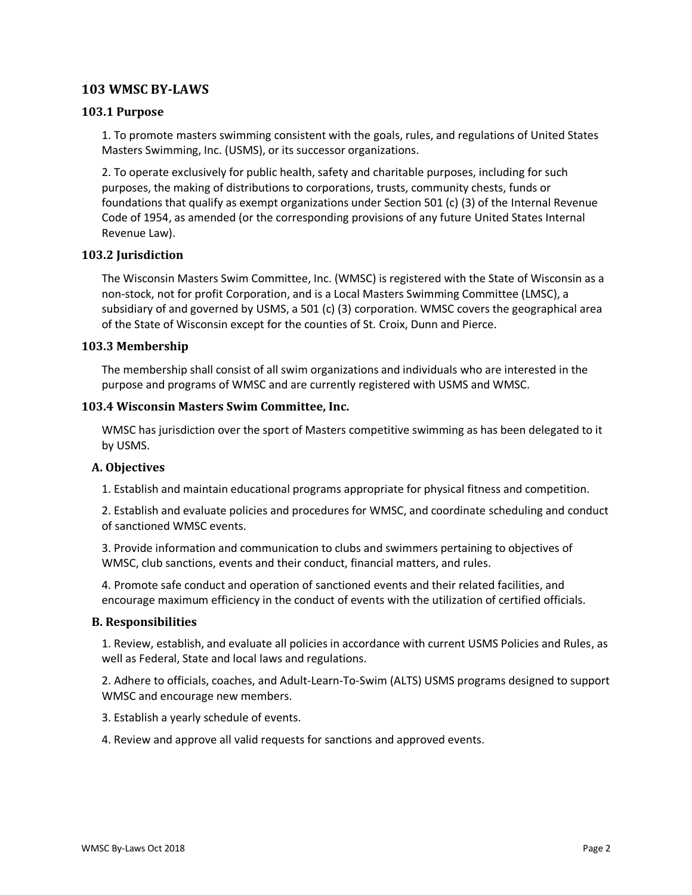## 103 WMSC BY-LAWS

### 103.1 Purpose

1. To promote masters swimming consistent with the goals, rules, and regulations of United States Masters Swimming, Inc. (USMS), or its successor organizations.

2. To operate exclusively for public health, safety and charitable purposes, including for such purposes, the making of distributions to corporations, trusts, community chests, funds or foundations that qualify as exempt organizations under Section 501 (c) (3) of the Internal Revenue Code of 1954, as amended (or the corresponding provisions of any future United States Internal Revenue Law).

### 103.2 Jurisdiction

The Wisconsin Masters Swim Committee, Inc. (WMSC) is registered with the State of Wisconsin as a non-stock, not for profit Corporation, and is a Local Masters Swimming Committee (LMSC), a subsidiary of and governed by USMS, a 501 (c) (3) corporation. WMSC covers the geographical area of the State of Wisconsin except for the counties of St. Croix, Dunn and Pierce.

### 103.3 Membership

The membership shall consist of all swim organizations and individuals who are interested in the purpose and programs of WMSC and are currently registered with USMS and WMSC.

### 103.4 Wisconsin Masters Swim Committee, Inc.

WMSC has jurisdiction over the sport of Masters competitive swimming as has been delegated to it by USMS.

#### A. Objectives

1. Establish and maintain educational programs appropriate for physical fitness and competition.

2. Establish and evaluate policies and procedures for WMSC, and coordinate scheduling and conduct of sanctioned WMSC events.

3. Provide information and communication to clubs and swimmers pertaining to objectives of WMSC, club sanctions, events and their conduct, financial matters, and rules.

4. Promote safe conduct and operation of sanctioned events and their related facilities, and encourage maximum efficiency in the conduct of events with the utilization of certified officials.

#### B. Responsibilities

1. Review, establish, and evaluate all policies in accordance with current USMS Policies and Rules, as well as Federal, State and local laws and regulations.

2. Adhere to officials, coaches, and Adult-Learn-To-Swim (ALTS) USMS programs designed to support WMSC and encourage new members.

3. Establish a yearly schedule of events.

4. Review and approve all valid requests for sanctions and approved events.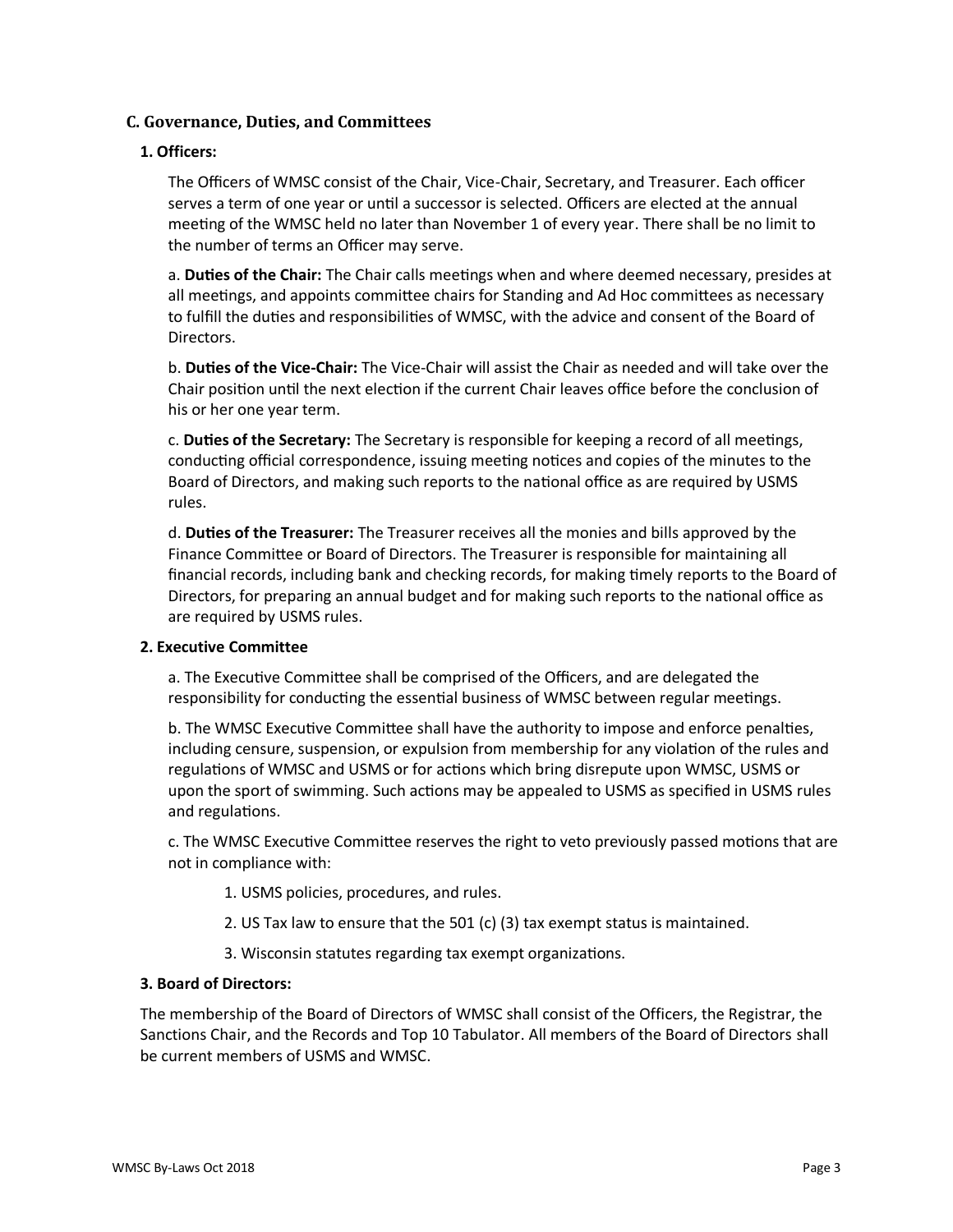## C. Governance, Duties, and Committees

### 1. Officers:

The Officers of WMSC consist of the Chair, Vice-Chair, Secretary, and Treasurer. Each officer serves a term of one year or until a successor is selected. Officers are elected at the annual meeting of the WMSC held no later than November 1 of every year. There shall be no limit to the number of terms an Officer may serve.

a. **Duties of the Chair:** The Chair calls meetings when and where deemed necessary, presides at all meetings, and appoints committee chairs for Standing and Ad Hoc committees as necessary to fulfill the duties and responsibilities of WMSC, with the advice and consent of the Board of Directors.

b. **Duties of the Vice-Chair:** The Vice-Chair will assist the Chair as needed and will take over the Chair position until the next election if the current Chair leaves office before the conclusion of his or her one year term.

c. **Duties of the Secretary:** The Secretary is responsible for keeping a record of all meetings, conducting official correspondence, issuing meeting notices and copies of the minutes to the Board of Directors, and making such reports to the national office as are required by USMS rules.

d. **Duties of the Treasurer:** The Treasurer receives all the monies and bills approved by the Finance Committee or Board of Directors. The Treasurer is responsible for maintaining all financial records, including bank and checking records, for making timely reports to the Board of Directors, for preparing an annual budget and for making such reports to the national office as are required by USMS rules.

### 2. Executive Committee

a. The Executive Committee shall be comprised of the Officers, and are delegated the responsibility for conducting the essential business of WMSC between regular meetings.

b. The WMSC Executive Committee shall have the authority to impose and enforce penalties, including censure, suspension, or expulsion from membership for any violation of the rules and regulations of WMSC and USMS or for actions which bring disrepute upon WMSC, USMS or upon the sport of swimming. Such actions may be appealed to USMS as specified in USMS rules and regulations.

c. The WMSC Executive Committee reserves the right to veto previously passed motions that are not in compliance with:

1. USMS policies, procedures, and rules.
2. US Tax law to ensure that the 501 (c) (3) tax exempt status is maintained.
3. Wisconsin statutes regarding tax exempt organizations.

### 3. Board of Directors:

The membership of the Board of Directors of WMSC shall consist of the Officers, the Registrar, the Sanctions Chair, and the Records and Top 10 Tabulator. All members of the Board of Directors shall be current members of USMS and WMSC.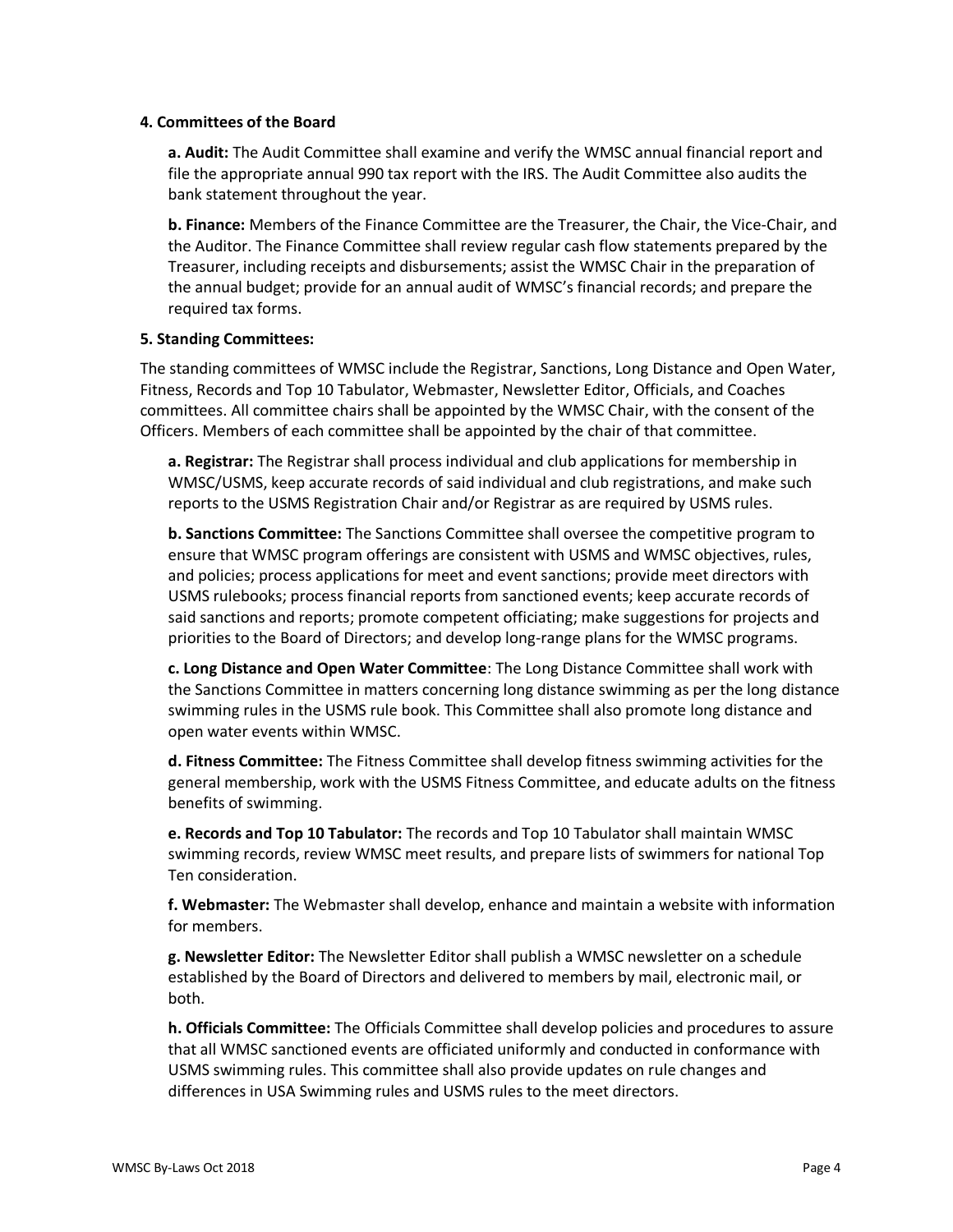**4. Committees of the Board**

**a. Audit:** The Audit Committee shall examine and verify the WMSC annual financial report and file the appropriate annual 990 tax report with the IRS. The Audit Committee also audits the bank statement throughout the year.

**b. Finance:** Members of the Finance Committee are the Treasurer, the Chair, the Vice-Chair, and the Auditor. The Finance Committee shall review regular cash flow statements prepared by the Treasurer, including receipts and disbursements; assist the WMSC Chair in the preparation of the annual budget; provide for an annual audit of WMSC's financial records; and prepare the required tax forms.

**5. Standing Committees:**

The standing committees of WMSC include the Registrar, Sanctions, Long Distance and Open Water, Fitness, Records and Top 10 Tabulator, Webmaster, Newsletter Editor, Officials, and Coaches committees. All committee chairs shall be appointed by the WMSC Chair, with the consent of the Officers. Members of each committee shall be appointed by the chair of that committee.

**a. Registrar:** The Registrar shall process individual and club applications for membership in WMSC/USMS, keep accurate records of said individual and club registrations, and make such reports to the USMS Registration Chair and/or Registrar as are required by USMS rules.

**b. Sanctions Committee:** The Sanctions Committee shall oversee the competitive program to ensure that WMSC program offerings are consistent with USMS and WMSC objectives, rules, and policies; process applications for meet and event sanctions; provide meet directors with USMS rulebooks; process financial reports from sanctioned events; keep accurate records of said sanctions and reports; promote competent officiating; make suggestions for projects and priorities to the Board of Directors; and develop long-range plans for the WMSC programs.

**c. Long Distance and Open Water Committee**: The Long Distance Committee shall work with the Sanctions Committee in matters concerning long distance swimming as per the long distance swimming rules in the USMS rule book. This Committee shall also promote long distance and open water events within WMSC.

**d. Fitness Committee:** The Fitness Committee shall develop fitness swimming activities for the general membership, work with the USMS Fitness Committee, and educate adults on the fitness benefits of swimming.

**e. Records and Top 10 Tabulator:** The records and Top 10 Tabulator shall maintain WMSC swimming records, review WMSC meet results, and prepare lists of swimmers for national Top Ten consideration.

**f. Webmaster:** The Webmaster shall develop, enhance and maintain a website with information for members.

**g. Newsletter Editor:** The Newsletter Editor shall publish a WMSC newsletter on a schedule established by the Board of Directors and delivered to members by mail, electronic mail, or both.

**h. Officials Committee:** The Officials Committee shall develop policies and procedures to assure that all WMSC sanctioned events are officiated uniformly and conducted in conformance with USMS swimming rules. This committee shall also provide updates on rule changes and differences in USA Swimming rules and USMS rules to the meet directors.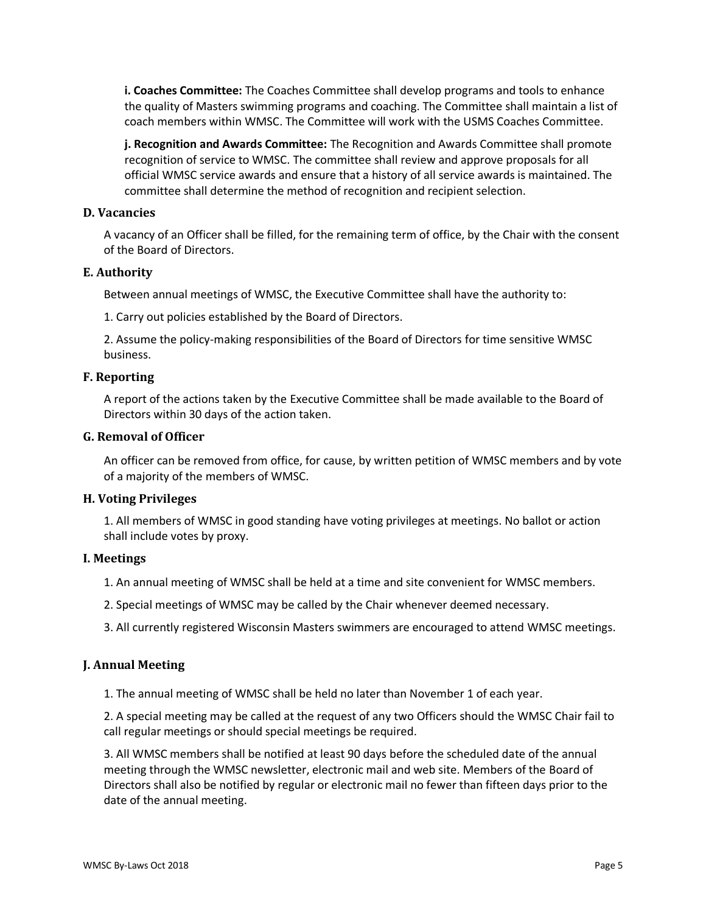**i. Coaches Committee:** The Coaches Committee shall develop programs and tools to enhance the quality of Masters swimming programs and coaching. The Committee shall maintain a list of coach members within WMSC. The Committee will work with the USMS Coaches Committee.

**j. Recognition and Awards Committee:** The Recognition and Awards Committee shall promote recognition of service to WMSC. The committee shall review and approve proposals for all official WMSC service awards and ensure that a history of all service awards is maintained. The committee shall determine the method of recognition and recipient selection.

### D. Vacancies

A vacancy of an Officer shall be filled, for the remaining term of office, by the Chair with the consent of the Board of Directors.

### E. Authority

Between annual meetings of WMSC, the Executive Committee shall have the authority to:

1. Carry out policies established by the Board of Directors.

2. Assume the policy-making responsibilities of the Board of Directors for time sensitive WMSC business.

### F. Reporting

A report of the actions taken by the Executive Committee shall be made available to the Board of Directors within 30 days of the action taken.

### G. Removal of Officer

An officer can be removed from office, for cause, by written petition of WMSC members and by vote of a majority of the members of WMSC.

### H. Voting Privileges

1. All members of WMSC in good standing have voting privileges at meetings. No ballot or action shall include votes by proxy.

### I. Meetings

1. An annual meeting of WMSC shall be held at a time and site convenient for WMSC members.

2. Special meetings of WMSC may be called by the Chair whenever deemed necessary.

3. All currently registered Wisconsin Masters swimmers are encouraged to attend WMSC meetings.

### J. Annual Meeting

1. The annual meeting of WMSC shall be held no later than November 1 of each year.

2. A special meeting may be called at the request of any two Officers should the WMSC Chair fail to call regular meetings or should special meetings be required.

3. All WMSC members shall be notified at least 90 days before the scheduled date of the annual meeting through the WMSC newsletter, electronic mail and web site. Members of the Board of Directors shall also be notified by regular or electronic mail no fewer than fifteen days prior to the date of the annual meeting.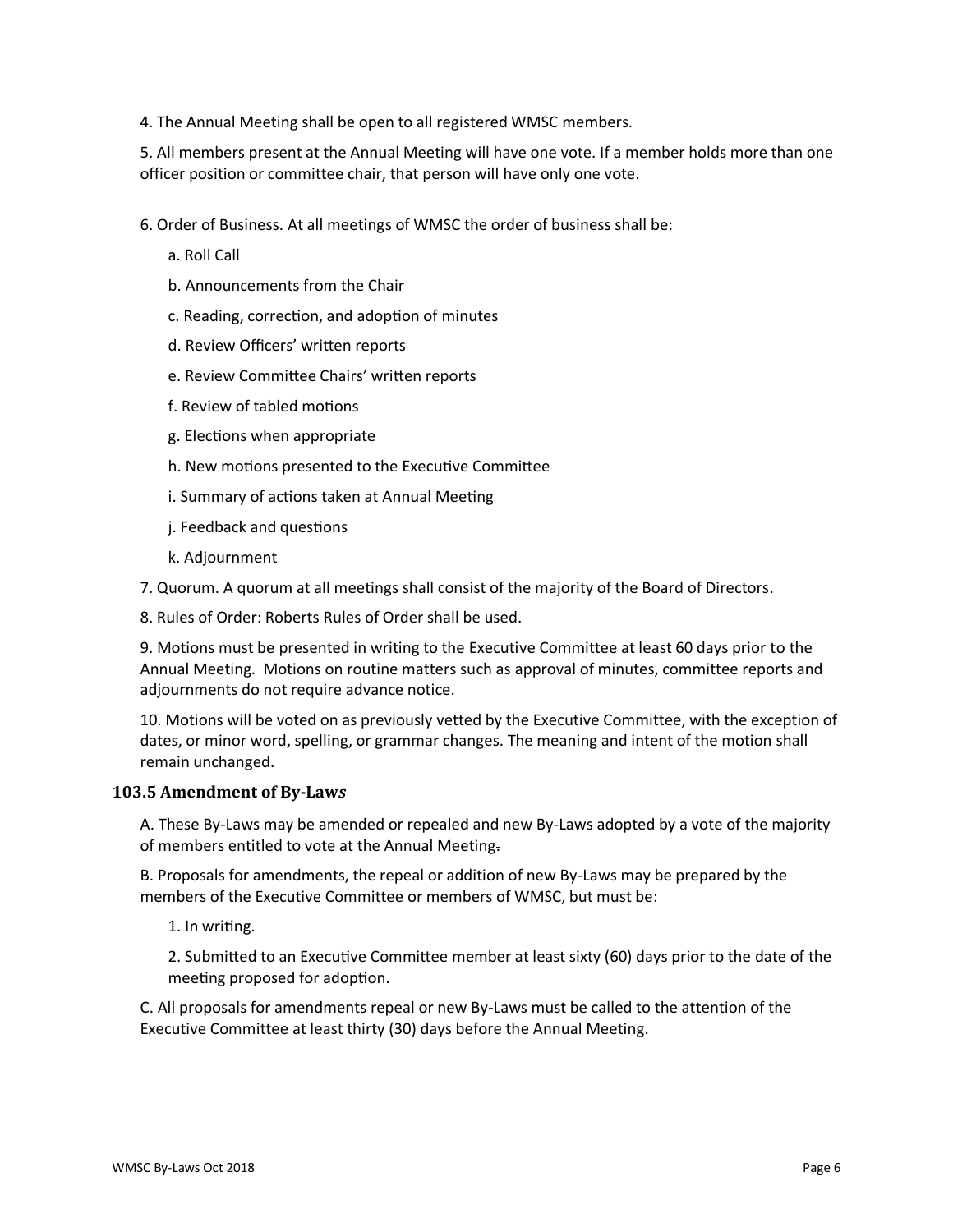4. The Annual Meeting shall be open to all registered WMSC members.

5. All members present at the Annual Meeting will have one vote. If a member holds more than one officer position or committee chair, that person will have only one vote.

6. Order of Business. At all meetings of WMSC the order of business shall be:

   a. Roll Call

   b. Announcements from the Chair

   c. Reading, correction, and adoption of minutes

   d. Review Officers' written reports

   e. Review Committee Chairs' written reports

   f. Review of tabled motions

   g. Elections when appropriate

   h. New motions presented to the Executive Committee

   i. Summary of actions taken at Annual Meeting

   j. Feedback and questions

   k. Adjournment

7. Quorum. A quorum at all meetings shall consist of the majority of the Board of Directors.

8. Rules of Order: Roberts Rules of Order shall be used.

9. Motions must be presented in writing to the Executive Committee at least 60 days prior to the Annual Meeting. Motions on routine matters such as approval of minutes, committee reports and adjournments do not require advance notice.

10. Motions will be voted on as previously vetted by the Executive Committee, with the exception of dates, or minor word, spelling, or grammar changes. The meaning and intent of the motion shall remain unchanged.

### 103.5 Amendment of By-Law*s*

A. These By-Laws may be amended or repealed and new By-Laws adopted by a vote of the majority of members entitled to vote at the Annual Meeting.

B. Proposals for amendments, the repeal or addition of new By-Laws may be prepared by the members of the Executive Committee or members of WMSC, but must be:

   1. In writing.

   2. Submitted to an Executive Committee member at least sixty (60) days prior to the date of the meeting proposed for adoption.

C. All proposals for amendments repeal or new By-Laws must be called to the attention of the Executive Committee at least thirty (30) days before the Annual Meeting.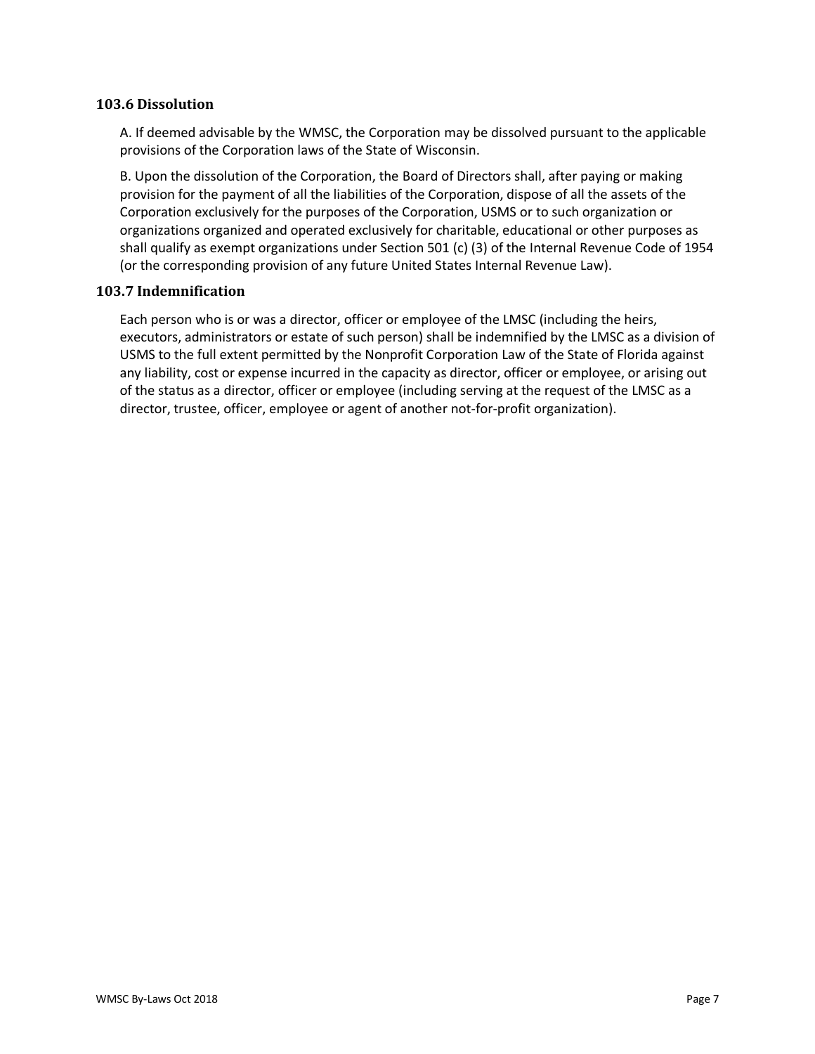### 103.6 Dissolution

A. If deemed advisable by the WMSC, the Corporation may be dissolved pursuant to the applicable provisions of the Corporation laws of the State of Wisconsin.

B. Upon the dissolution of the Corporation, the Board of Directors shall, after paying or making provision for the payment of all the liabilities of the Corporation, dispose of all the assets of the Corporation exclusively for the purposes of the Corporation, USMS or to such organization or organizations organized and operated exclusively for charitable, educational or other purposes as shall qualify as exempt organizations under Section 501 (c) (3) of the Internal Revenue Code of 1954 (or the corresponding provision of any future United States Internal Revenue Law).

### 103.7 Indemnification

Each person who is or was a director, officer or employee of the LMSC (including the heirs, executors, administrators or estate of such person) shall be indemnified by the LMSC as a division of USMS to the full extent permitted by the Nonprofit Corporation Law of the State of Florida against any liability, cost or expense incurred in the capacity as director, officer or employee, or arising out of the status as a director, officer or employee (including serving at the request of the LMSC as a director, trustee, officer, employee or agent of another not-for-profit organization).